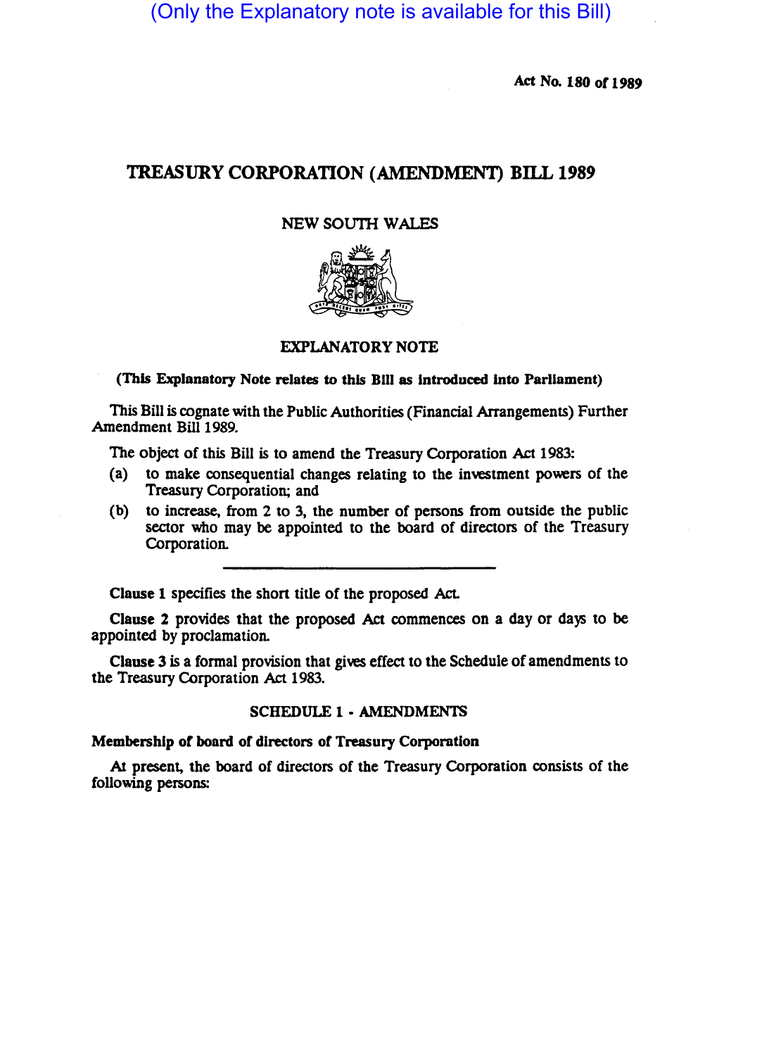(Only the Explanatory note is available for this Bill)

Act No. 180 of 1989

# TREASURY CORPORATION (AMENDMENT) BILL 1989

NEW SOUTH WALES

## EXPLANATORY NOTE

**(This Explanatory Note relates to this Bill as introduced into Parliament)**

This Bill is cognate with the Public Authorities (Financial Arrangements) Further Amendment Bill 1989.

The object of this Bill is to amend the Treasury Corporation Act 1983:

(a) to make consequential changes relating to the investment powers of the Treasury Corporation; and

(b) to increase, from 2 to 3, the number of persons from outside the public sector who may be appointed to the board of directors of the Treasury Corporation.

---

**Clause 1** specifies the short title of the proposed Act.

**Clause 2** provides that the proposed Act commences on a day or days to be appointed by proclamation.

**Clause 3** is a formal provision that gives effect to the Schedule of amendments to the Treasury Corporation Act 1983.

### SCHEDULE 1 - AMENDMENTS

**Membership of board of directors of Treasury Corporation**

At present, the board of directors of the Treasury Corporation consists of the following persons: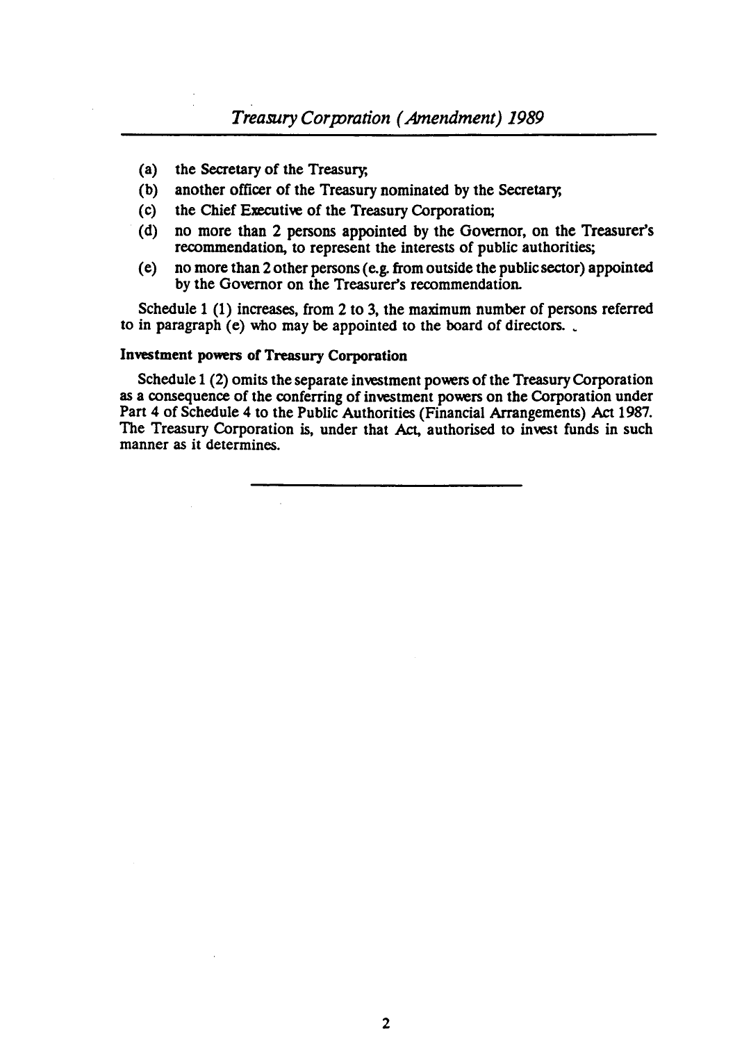(a) the Secretary of the Treasury;
(b) another officer of the Treasury nominated by the Secretary;
(c) the Chief Executive of the Treasury Corporation;
(d) no more than 2 persons appointed by the Governor, on the Treasurer's recommendation, to represent the interests of public authorities;
(e) no more than 2 other persons (e.g. from outside the public sector) appointed by the Governor on the Treasurer's recommendation.

Schedule 1 (1) increases, from 2 to 3, the maximum number of persons referred to in paragraph (e) who may be appointed to the board of directors.

**Investment powers of Treasury Corporation**

Schedule 1 (2) omits the separate investment powers of the Treasury Corporation as a consequence of the conferring of investment powers on the Corporation under Part 4 of Schedule 4 to the Public Authorities (Financial Arrangements) Act 1987. The Treasury Corporation is, under that Act, authorised to invest funds in such manner as it determines.